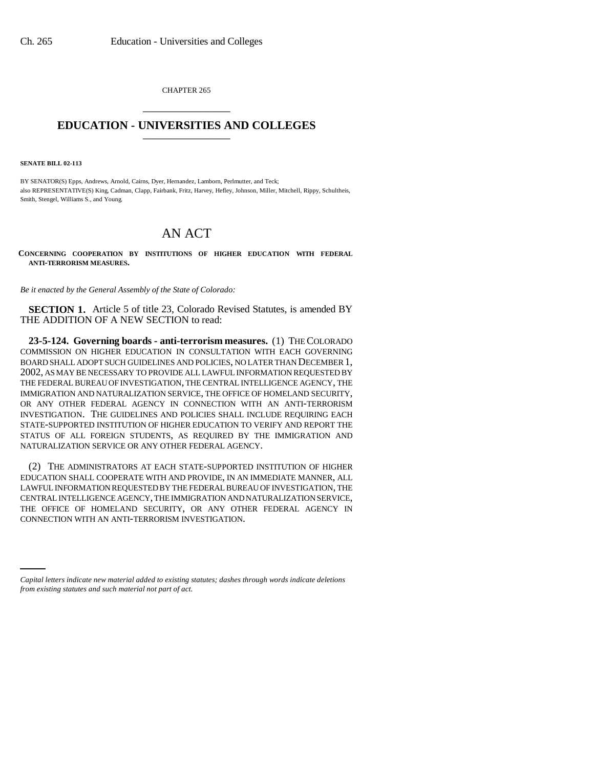CHAPTER 265

# EDUCATION - UNIVERSITIES AND COLLEGES

**SENATE BILL 02-113**

BY SENATOR(S) Epps, Andrews, Arnold, Cairns, Dyer, Hernandez, Lamborn, Perlmutter, and Teck;
also REPRESENTATIVE(S) King, Cadman, Clapp, Fairbank, Fritz, Harvey, Hefley, Johnson, Miller, Mitchell, Rippy, Schultheis, Smith, Stengel, Williams S., and Young.

## AN ACT

**CONCERNING COOPERATION BY INSTITUTIONS OF HIGHER EDUCATION WITH FEDERAL ANTI-TERRORISM MEASURES.**

*Be it enacted by the General Assembly of the State of Colorado:*

**SECTION 1.** Article 5 of title 23, Colorado Revised Statutes, is amended BY THE ADDITION OF A NEW SECTION to read:

**23-5-124. Governing boards - anti-terrorism measures.** (1) THE COLORADO COMMISSION ON HIGHER EDUCATION IN CONSULTATION WITH EACH GOVERNING BOARD SHALL ADOPT SUCH GUIDELINES AND POLICIES, NO LATER THAN DECEMBER 1, 2002, AS MAY BE NECESSARY TO PROVIDE ALL LAWFUL INFORMATION REQUESTED BY THE FEDERAL BUREAU OF INVESTIGATION, THE CENTRAL INTELLIGENCE AGENCY, THE IMMIGRATION AND NATURALIZATION SERVICE, THE OFFICE OF HOMELAND SECURITY, OR ANY OTHER FEDERAL AGENCY IN CONNECTION WITH AN ANTI-TERRORISM INVESTIGATION. THE GUIDELINES AND POLICIES SHALL INCLUDE REQUIRING EACH STATE-SUPPORTED INSTITUTION OF HIGHER EDUCATION TO VERIFY AND REPORT THE STATUS OF ALL FOREIGN STUDENTS, AS REQUIRED BY THE IMMIGRATION AND NATURALIZATION SERVICE OR ANY OTHER FEDERAL AGENCY.

(2) THE ADMINISTRATORS AT EACH STATE-SUPPORTED INSTITUTION OF HIGHER EDUCATION SHALL COOPERATE WITH AND PROVIDE, IN AN IMMEDIATE MANNER, ALL LAWFUL INFORMATION REQUESTED BY THE FEDERAL BUREAU OF INVESTIGATION, THE CENTRAL INTELLIGENCE AGENCY, THE IMMIGRATION AND NATURALIZATION SERVICE, THE OFFICE OF HOMELAND SECURITY, OR ANY OTHER FEDERAL AGENCY IN CONNECTION WITH AN ANTI-TERRORISM INVESTIGATION.

*Capital letters indicate new material added to existing statutes; dashes through words indicate deletions from existing statutes and such material not part of act.*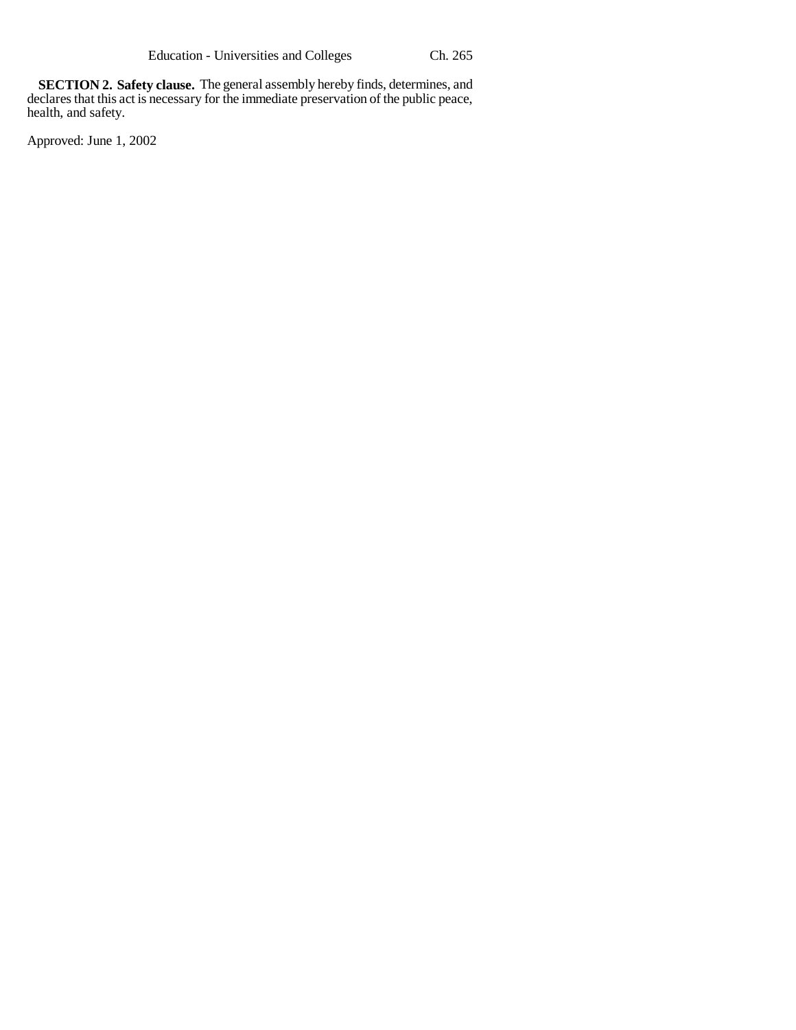**SECTION 2. Safety clause.** The general assembly hereby finds, determines, and declares that this act is necessary for the immediate preservation of the public peace, health, and safety.

Approved: June 1, 2002